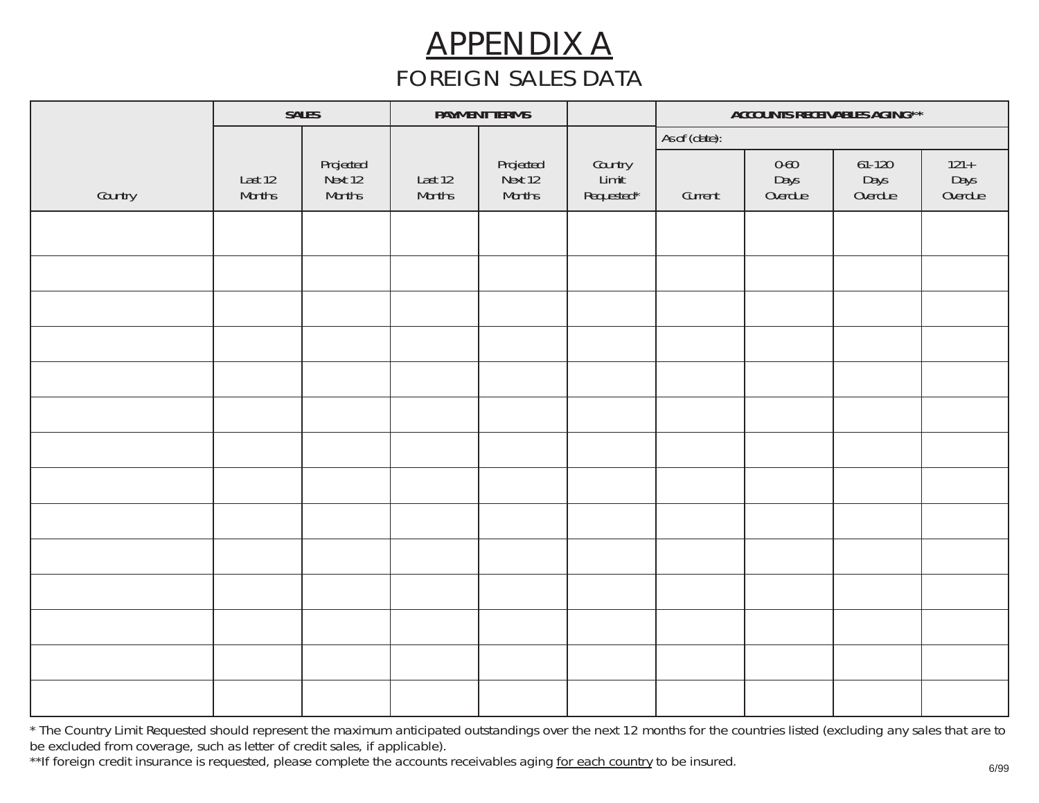# APPENDIX A

## FOREIGN SALES DATA

| Country | SALES | | PAYMENT TERMS | | | ACCOUNTS RECEIVABLES AGING** | | | |
|---|---|---|---|---|---|---|---|---|---|
| | | | | | | As of (date): | | | |
| | Last 12 Months | Projected Next 12 Months | Last 12 Months | Projected Next 12 Months | Country Limit Requested* | Current | 0-60 Days Overdue | 61-120 Days Overdue | 121+ Days Overdue |
| | | | | | | | | | |
| | | | | | | | | | |
| | | | | | | | | | |
| | | | | | | | | | |
| | | | | | | | | | |
| | | | | | | | | | |
| | | | | | | | | | |
| | | | | | | | | | |
| | | | | | | | | | |
| | | | | | | | | | |
| | | | | | | | | | |
| | | | | | | | | | |
| | | | | | | | | | |
| | | | | | | | | | |

* The Country Limit Requested should represent the maximum anticipated outstandings over the next 12 months for the countries listed (excluding any sales that are to be excluded from coverage, such as letter of credit sales, if applicable).

**If foreign credit insurance is requested, please complete the accounts receivables aging for each country to be insured.

6/99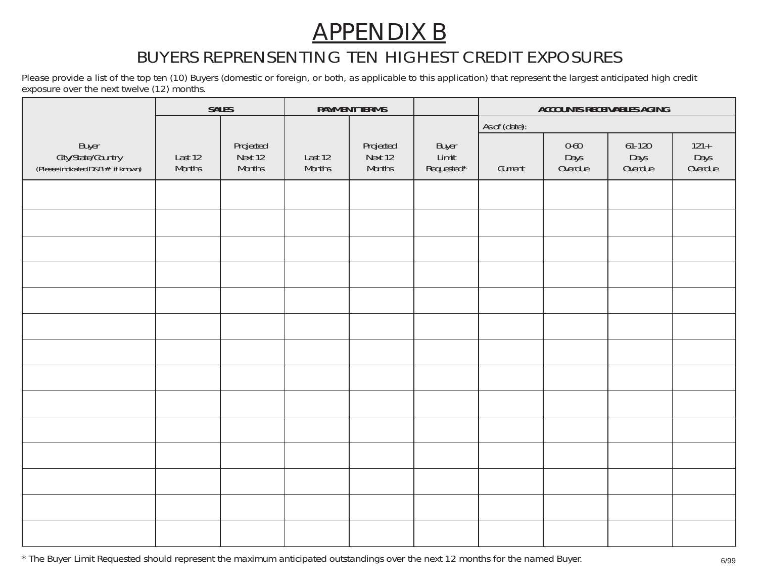# APPENDIX B

## BUYERS REPRENSENTING TEN HIGHEST CREDIT EXPOSURES

Please provide a list of the top ten (10) Buyers (domestic or foreign, or both, as applicable to this application) that represent the largest anticipated high credit exposure over the next twelve (12) months.

| | SALES | | PAYMENT TERMS | | | ACCOUNTS RECEIVABLES AGING | | | |
|---|---|---|---|---|---|---|---|---|---|
| | | | | | | As of (date): | | | |
| Buyer City/State/Country (Please indicated D&B # if known) | Last 12 Months | Projected Next 12 Months | Last 12 Months | Projected Next 12 Months | Buyer Limit Requested* | Current | 0-60 Days Overdue | 61-120 Days Overdue | 121+ Days Overdue |
| | | | | | | | | | |
| | | | | | | | | | |
| | | | | | | | | | |
| | | | | | | | | | |
| | | | | | | | | | |
| | | | | | | | | | |
| | | | | | | | | | |
| | | | | | | | | | |
| | | | | | | | | | |
| | | | | | | | | | |
| | | | | | | | | | |
| | | | | | | | | | |
| | | | | | | | | | |
| | | | | | | | | | |

* The Buyer Limit Requested should represent the maximum anticipated outstandings over the next 12 months for the named Buyer.

6/99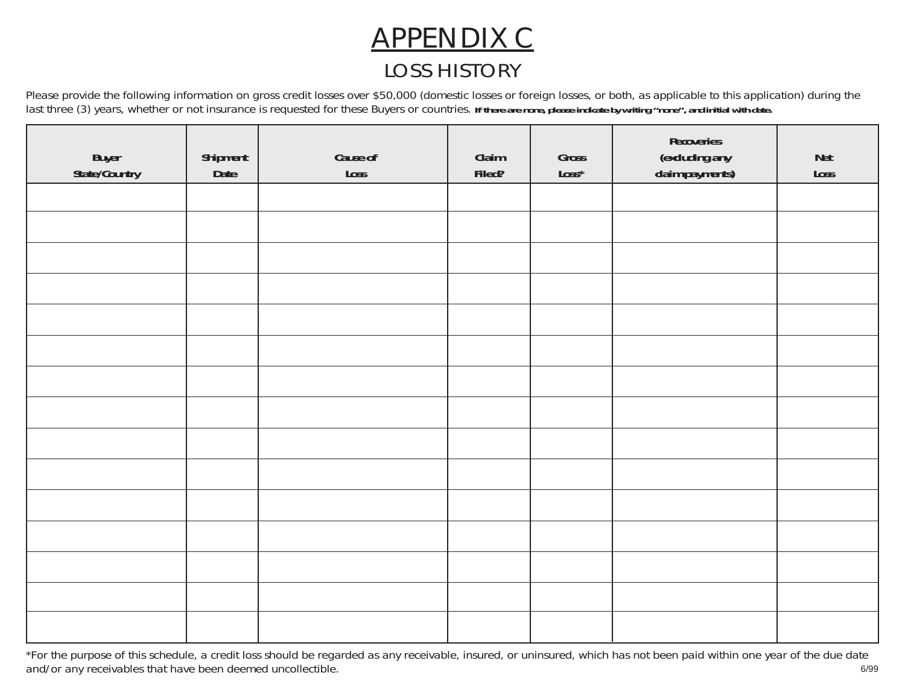# APPENDIX C

## LOSS HISTORY

Please provide the following information on gross credit losses over $50,000 (domestic losses or foreign losses, or both, as applicable to this application) during the last three (3) years, whether or not insurance is requested for these Buyers or countries. **If there are none, please indicate by writing "none", and initial with date.**

| Buyer State/Country | Shipment Date | Cause of Loss | Claim Filed? | Gross Loss* | Recoveries (excluding any claim payments) | Net Loss |
|---|---|---|---|---|---|---|
| | | | | | | |
| | | | | | | |
| | | | | | | |
| | | | | | | |
| | | | | | | |
| | | | | | | |
| | | | | | | |
| | | | | | | |
| | | | | | | |
| | | | | | | |
| | | | | | | |
| | | | | | | |
| | | | | | | |
| | | | | | | |
| | | | | | | |

*For the purpose of this schedule, a credit loss should be regarded as any receivable, insured, or uninsured, which has not been paid within one year of the due date and/or any receivables that have been deemed uncollectible.

6/99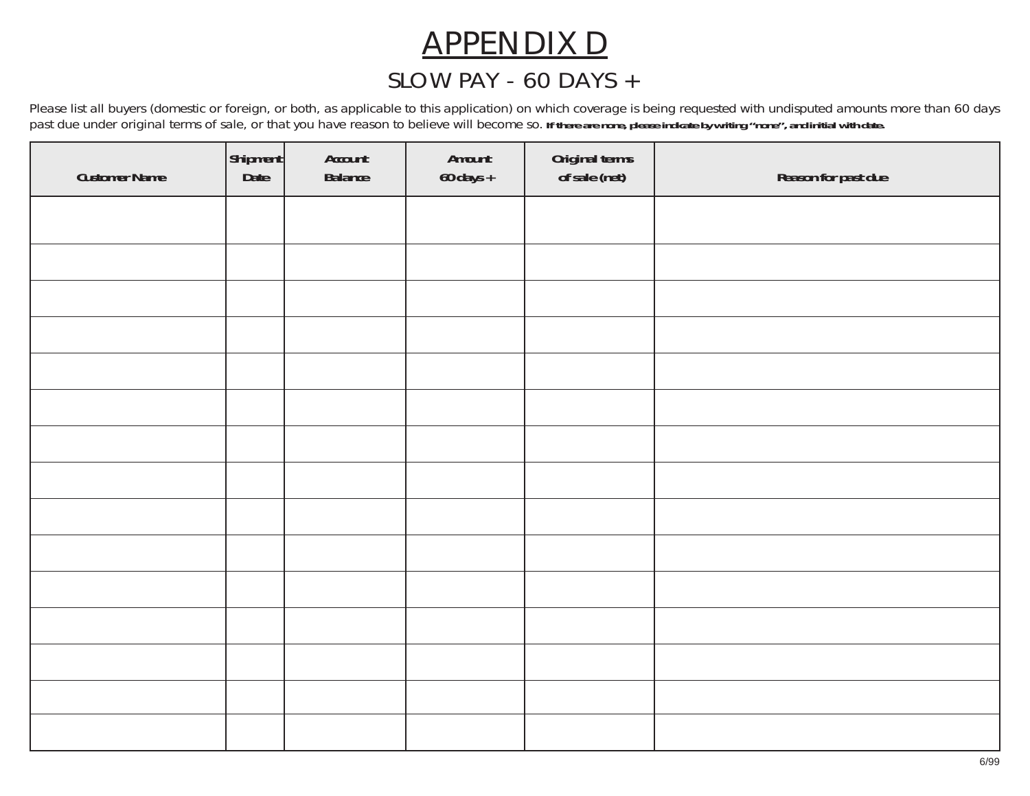# APPENDIX D

## SLOW PAY - 60 DAYS +

Please list all buyers (domestic or foreign, or both, as applicable to this application) on which coverage is being requested with undisputed amounts more than 60 days past due under original terms of sale, or that you have reason to believe will become so. **If there are none, please indicate by writing "none", and initial with date.**

| Customer Name | Shipment Date | Account Balance | Amount 60 days + | Original terms of sale (net) | Reason for past due |
|---|---|---|---|---|---|
| | | | | | |
| | | | | | |
| | | | | | |
| | | | | | |
| | | | | | |
| | | | | | |
| | | | | | |
| | | | | | |
| | | | | | |
| | | | | | |
| | | | | | |
| | | | | | |
| | | | | | |
| | | | | | |
| | | | | | |

6/99